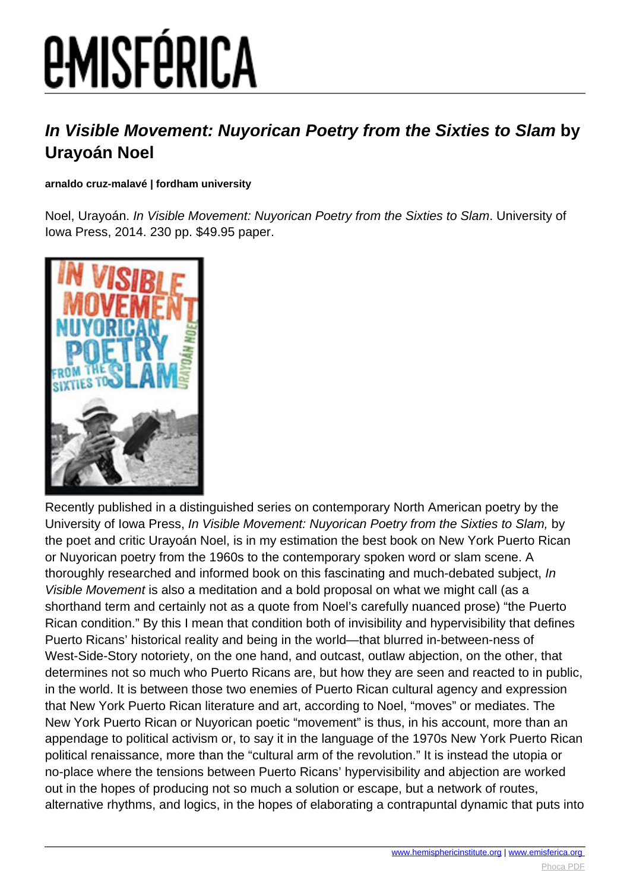# *In Visible Movement: Nuyorican Poetry from the Sixties to Slam* by Urayoán Noel

**arnaldo cruz-malavé | fordham university**

Noel, Urayoán. *In Visible Movement: Nuyorican Poetry from the Sixties to Slam*. University of Iowa Press, 2014. 230 pp. $49.95 paper.

Recently published in a distinguished series on contemporary North American poetry by the University of Iowa Press, *In Visible Movement: Nuyorican Poetry from the Sixties to Slam,* by the poet and critic Urayoán Noel, is in my estimation the best book on New York Puerto Rican or Nuyorican poetry from the 1960s to the contemporary spoken word or slam scene. A thoroughly researched and informed book on this fascinating and much-debated subject, *In Visible Movement* is also a meditation and a bold proposal on what we might call (as a shorthand term and certainly not as a quote from Noel's carefully nuanced prose) "the Puerto Rican condition." By this I mean that condition both of invisibility and hypervisibility that defines Puerto Ricans' historical reality and being in the world—that blurred in-between-ness of West-Side-Story notoriety, on the one hand, and outcast, outlaw abjection, on the other, that determines not so much who Puerto Ricans are, but how they are seen and reacted to in public, in the world. It is between those two enemies of Puerto Rican cultural agency and expression that New York Puerto Rican literature and art, according to Noel, "moves" or mediates. The New York Puerto Rican or Nuyorican poetic "movement" is thus, in his account, more than an appendage to political activism or, to say it in the language of the 1970s New York Puerto Rican political renaissance, more than the "cultural arm of the revolution." It is instead the utopia or no-place where the tensions between Puerto Ricans' hypervisibility and abjection are worked out in the hopes of producing not so much a solution or escape, but a network of routes, alternative rhythms, and logics, in the hopes of elaborating a contrapuntal dynamic that puts into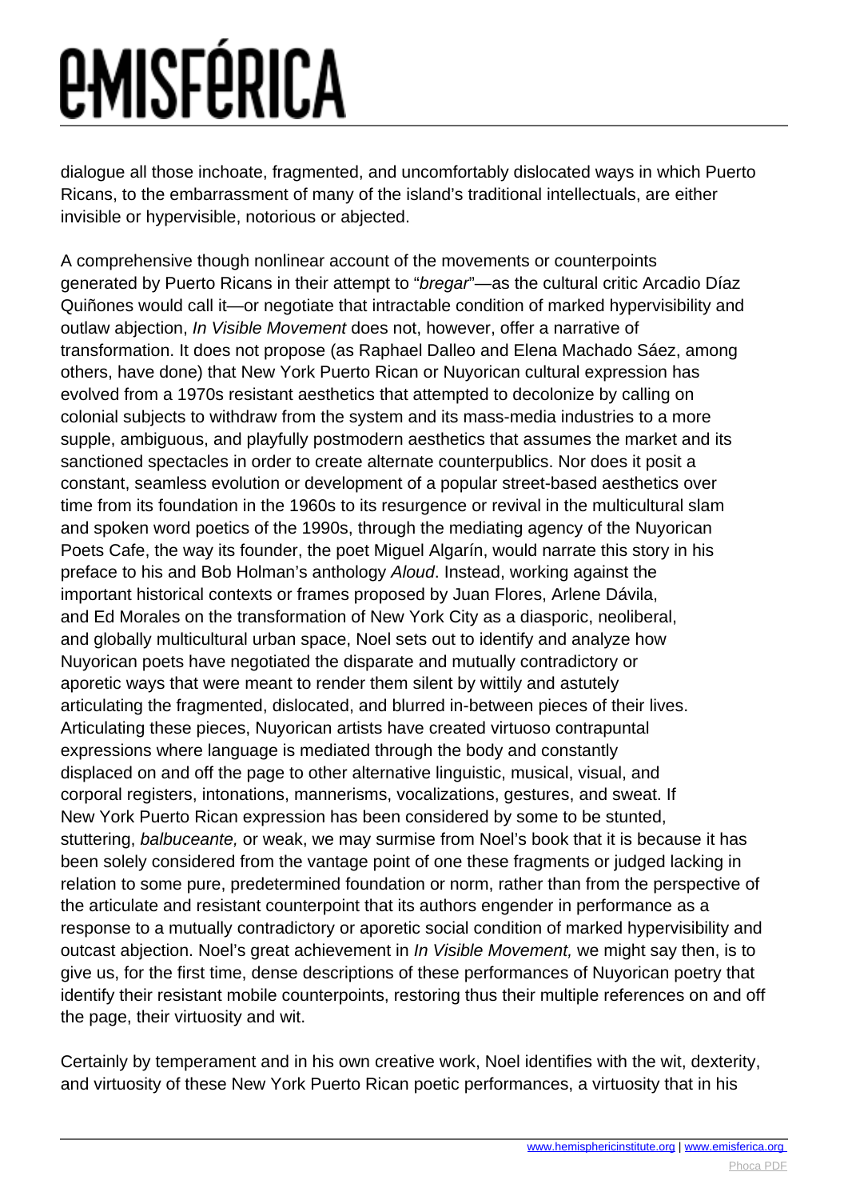dialogue all those inchoate, fragmented, and uncomfortably dislocated ways in which Puerto Ricans, to the embarrassment of many of the island's traditional intellectuals, are either invisible or hypervisible, notorious or abjected.

A comprehensive though nonlinear account of the movements or counterpoints generated by Puerto Ricans in their attempt to "*bregar*"—as the cultural critic Arcadio Díaz Quiñones would call it—or negotiate that intractable condition of marked hypervisibility and outlaw abjection, *In Visible Movement* does not, however, offer a narrative of transformation. It does not propose (as Raphael Dalleo and Elena Machado Sáez, among others, have done) that New York Puerto Rican or Nuyorican cultural expression has evolved from a 1970s resistant aesthetics that attempted to decolonize by calling on colonial subjects to withdraw from the system and its mass-media industries to a more supple, ambiguous, and playfully postmodern aesthetics that assumes the market and its sanctioned spectacles in order to create alternate counterpublics. Nor does it posit a constant, seamless evolution or development of a popular street-based aesthetics over time from its foundation in the 1960s to its resurgence or revival in the multicultural slam and spoken word poetics of the 1990s, through the mediating agency of the Nuyorican Poets Cafe, the way its founder, the poet Miguel Algarín, would narrate this story in his preface to his and Bob Holman's anthology *Aloud*. Instead, working against the important historical contexts or frames proposed by Juan Flores, Arlene Dávila, and Ed Morales on the transformation of New York City as a diasporic, neoliberal, and globally multicultural urban space, Noel sets out to identify and analyze how Nuyorican poets have negotiated the disparate and mutually contradictory or aporetic ways that were meant to render them silent by wittily and astutely articulating the fragmented, dislocated, and blurred in-between pieces of their lives. Articulating these pieces, Nuyorican artists have created virtuoso contrapuntal expressions where language is mediated through the body and constantly displaced on and off the page to other alternative linguistic, musical, visual, and corporal registers, intonations, mannerisms, vocalizations, gestures, and sweat. If New York Puerto Rican expression has been considered by some to be stunted, stuttering, *balbuceante,* or weak, we may surmise from Noel's book that it is because it has been solely considered from the vantage point of one these fragments or judged lacking in relation to some pure, predetermined foundation or norm, rather than from the perspective of the articulate and resistant counterpoint that its authors engender in performance as a response to a mutually contradictory or aporetic social condition of marked hypervisibility and outcast abjection. Noel's great achievement in *In Visible Movement,* we might say then, is to give us, for the first time, dense descriptions of these performances of Nuyorican poetry that identify their resistant mobile counterpoints, restoring thus their multiple references on and off the page, their virtuosity and wit.

Certainly by temperament and in his own creative work, Noel identifies with the wit, dexterity, and virtuosity of these New York Puerto Rican poetic performances, a virtuosity that in his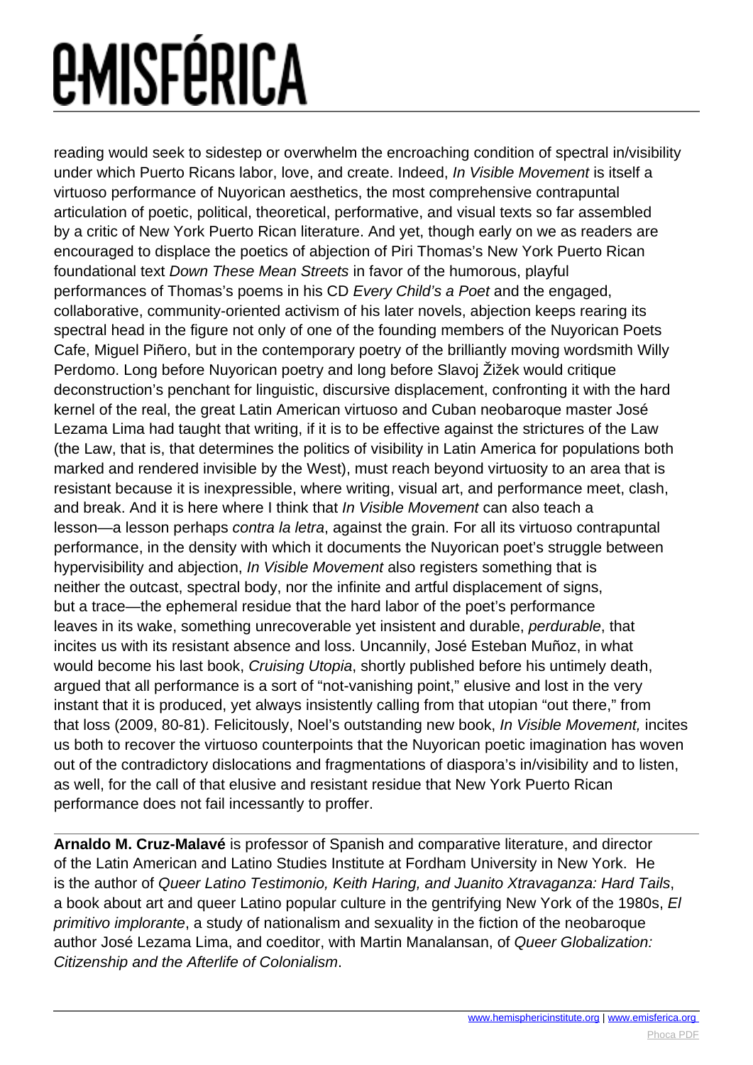reading would seek to sidestep or overwhelm the encroaching condition of spectral in/visibility under which Puerto Ricans labor, love, and create. Indeed, *In Visible Movement* is itself a virtuoso performance of Nuyorican aesthetics, the most comprehensive contrapuntal articulation of poetic, political, theoretical, performative, and visual texts so far assembled by a critic of New York Puerto Rican literature. And yet, though early on we as readers are encouraged to displace the poetics of abjection of Piri Thomas's New York Puerto Rican foundational text *Down These Mean Streets* in favor of the humorous, playful performances of Thomas's poems in his CD *Every Child's a Poet* and the engaged, collaborative, community-oriented activism of his later novels, abjection keeps rearing its spectral head in the figure not only of one of the founding members of the Nuyorican Poets Cafe, Miguel Piñero, but in the contemporary poetry of the brilliantly moving wordsmith Willy Perdomo. Long before Nuyorican poetry and long before Slavoj Žižek would critique deconstruction's penchant for linguistic, discursive displacement, confronting it with the hard kernel of the real, the great Latin American virtuoso and Cuban neobaroque master José Lezama Lima had taught that writing, if it is to be effective against the strictures of the Law (the Law, that is, that determines the politics of visibility in Latin America for populations both marked and rendered invisible by the West), must reach beyond virtuosity to an area that is resistant because it is inexpressible, where writing, visual art, and performance meet, clash, and break. And it is here where I think that *In Visible Movement* can also teach a lesson—a lesson perhaps *contra la letra*, against the grain. For all its virtuoso contrapuntal performance, in the density with which it documents the Nuyorican poet's struggle between hypervisibility and abjection, *In Visible Movement* also registers something that is neither the outcast, spectral body, nor the infinite and artful displacement of signs, but a trace—the ephemeral residue that the hard labor of the poet's performance leaves in its wake, something unrecoverable yet insistent and durable, *perdurable*, that incites us with its resistant absence and loss. Uncannily, José Esteban Muñoz, in what would become his last book, *Cruising Utopia*, shortly published before his untimely death, argued that all performance is a sort of "not-vanishing point," elusive and lost in the very instant that it is produced, yet always insistently calling from that utopian "out there," from that loss (2009, 80-81). Felicitously, Noel's outstanding new book, *In Visible Movement,* incites us both to recover the virtuoso counterpoints that the Nuyorican poetic imagination has woven out of the contradictory dislocations and fragmentations of diaspora's in/visibility and to listen, as well, for the call of that elusive and resistant residue that New York Puerto Rican performance does not fail incessantly to proffer.

---

**Arnaldo M. Cruz-Malavé** is professor of Spanish and comparative literature, and director of the Latin American and Latino Studies Institute at Fordham University in New York. He is the author of *Queer Latino Testimonio, Keith Haring, and Juanito Xtravaganza: Hard Tails*, a book about art and queer Latino popular culture in the gentrifying New York of the 1980s, *El primitivo implorante*, a study of nationalism and sexuality in the fiction of the neobaroque author José Lezama Lima, and coeditor, with Martin Manalansan, of *Queer Globalization: Citizenship and the Afterlife of Colonialism*.